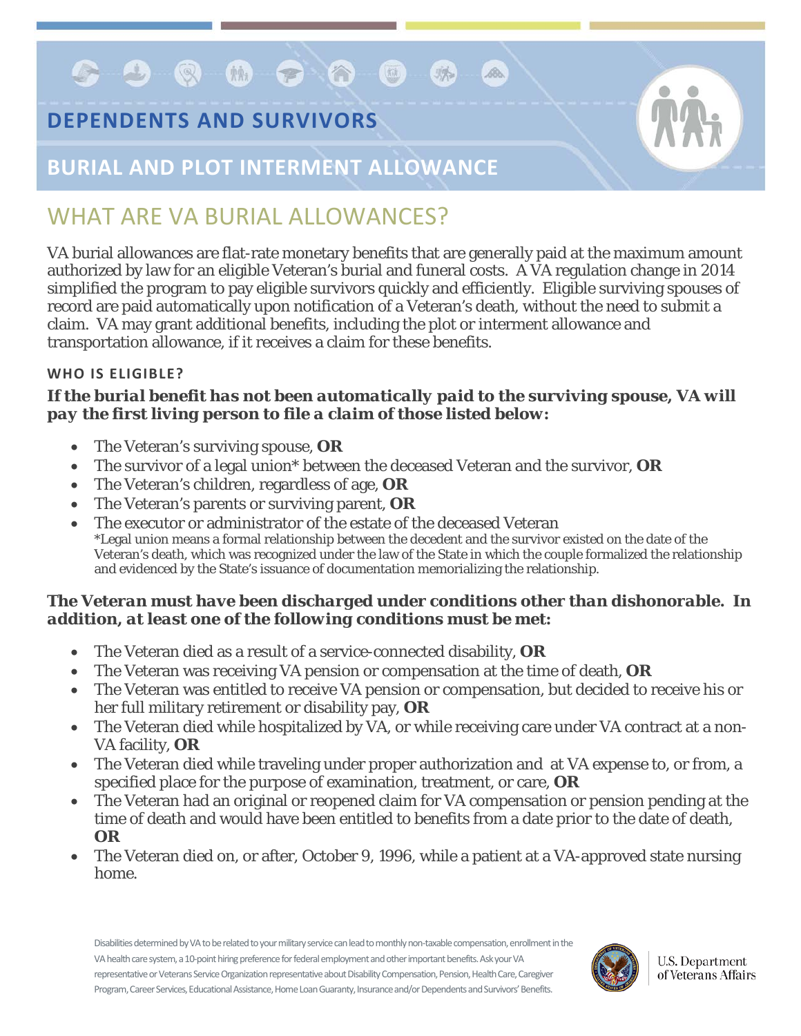## DEPENDENTS AND SURVIVORS

## BURIAL AND PLOT INTERMENT ALLOWANCE

# WHAT ARE VA BURIAL ALLOWANCES?

VA burial allowances are flat-rate monetary benefits that are generally paid at the maximum amount authorized by law for an eligible Veteran's burial and funeral costs. A VA regulation change in 2014 simplified the program to pay eligible survivors quickly and efficiently. Eligible surviving spouses of record are paid automatically upon notification of a Veteran's death, without the need to submit a claim. VA may grant additional benefits, including the plot or interment allowance and transportation allowance, if it receives a claim for these benefits.

### WHO IS ELIGIBLE?

***If the burial benefit has not been automatically paid to the surviving spouse, VA will pay the first living person to file a claim of those listed below:***

- The Veteran's surviving spouse, **OR**
- The survivor of a legal union* between the deceased Veteran and the survivor, **OR**
- The Veteran's children, regardless of age, **OR**
- The Veteran's parents or surviving parent, **OR**
- The executor or administrator of the estate of the deceased Veteran

*Legal union means a formal relationship between the decedent and the survivor existed on the date of the Veteran's death, which was recognized under the law of the State in which the couple formalized the relationship and evidenced by the State's issuance of documentation memorializing the relationship.

***The Veteran must have been discharged under conditions other than dishonorable. In addition, at least one of the following conditions must be met:***

- The Veteran died as a result of a service-connected disability, **OR**
- The Veteran was receiving VA pension or compensation at the time of death, **OR**
- The Veteran was entitled to receive VA pension or compensation, but decided to receive his or her full military retirement or disability pay, **OR**
- The Veteran died while hospitalized by VA, or while receiving care under VA contract at a non-VA facility, **OR**
- The Veteran died while traveling under proper authorization and at VA expense to, or from, a specified place for the purpose of examination, treatment, or care, **OR**
- The Veteran had an original or reopened claim for VA compensation or pension pending at the time of death and would have been entitled to benefits from a date prior to the date of death, **OR**
- The Veteran died on, or after, October 9, 1996, while a patient at a VA-approved state nursing home.

Disabilities determined by VA to be related to your military service can lead to monthly non-taxable compensation, enrollment in the VA health care system, a 10-point hiring preference for federal employment and other important benefits. Ask your VA representative or Veterans Service Organization representative about Disability Compensation, Pension, Health Care, Caregiver Program, Career Services, Educational Assistance, Home Loan Guaranty, Insurance and/or Dependents and Survivors' Benefits.

U.S. Department of Veterans Affairs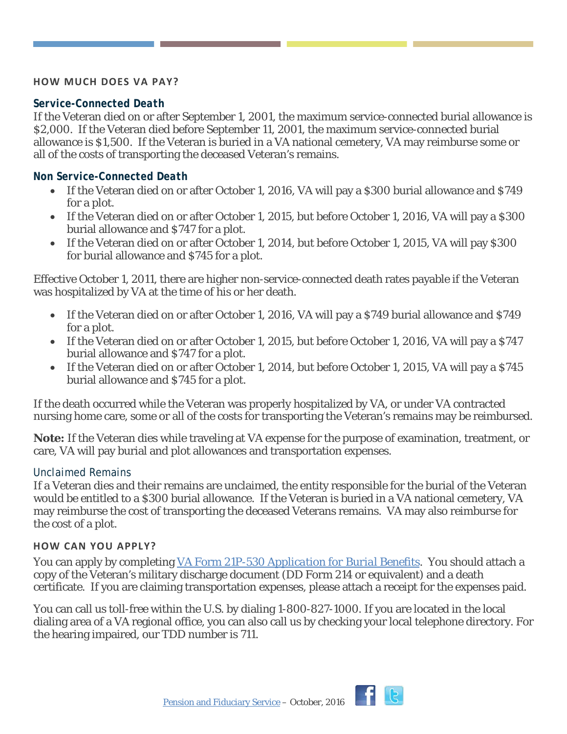## HOW MUCH DOES VA PAY?

### Service-Connected Death

If the Veteran died on or after September 1, 2001, the maximum service-connected burial allowance is $2,000. If the Veteran died before September 11, 2001, the maximum service-connected burial allowance is $1,500. If the Veteran is buried in a VA national cemetery, VA may reimburse some or all of the costs of transporting the deceased Veteran's remains.

### Non Service-Connected Death

- If the Veteran died on or after October 1, 2016, VA will pay a $300 burial allowance and $749 for a plot.
- If the Veteran died on or after October 1, 2015, but before October 1, 2016, VA will pay a $300 burial allowance and $747 for a plot.
- If the Veteran died on or after October 1, 2014, but before October 1, 2015, VA will pay $300 for burial allowance and $745 for a plot.

Effective October 1, 2011, there are higher non-service-connected death rates payable if the Veteran was hospitalized by VA at the time of his or her death.

- If the Veteran died on or after October 1, 2016, VA will pay a $749 burial allowance and $749 for a plot.
- If the Veteran died on or after October 1, 2015, but before October 1, 2016, VA will pay a $747 burial allowance and $747 for a plot.
- If the Veteran died on or after October 1, 2014, but before October 1, 2015, VA will pay a $745 burial allowance and $745 for a plot.

If the death occurred while the Veteran was properly hospitalized by VA, or under VA contracted nursing home care, some or all of the costs for transporting the Veteran's remains may be reimbursed.

**Note:** If the Veteran dies while traveling at VA expense for the purpose of examination, treatment, or care, VA will pay burial and plot allowances and transportation expenses.

### Unclaimed Remains

If a Veteran dies and their remains are unclaimed, the entity responsible for the burial of the Veteran would be entitled to a $300 burial allowance. If the Veteran is buried in a VA national cemetery, VA may reimburse the cost of transporting the deceased Veterans remains. VA may also reimburse for the cost of a plot.

## HOW CAN YOU APPLY?

You can apply by completing [VA Form 21P-530 *Application for Burial Benefits*](). You should attach a copy of the Veteran's military discharge document (DD Form 214 or equivalent) and a death certificate. If you are claiming transportation expenses, please attach a receipt for the expenses paid.

You can call us toll-free within the U.S. by dialing 1-800-827-1000. If you are located in the local dialing area of a VA regional office, you can also call us by checking your local telephone directory. For the hearing impaired, our TDD number is 711.

Pension and Fiduciary Service – October, 2016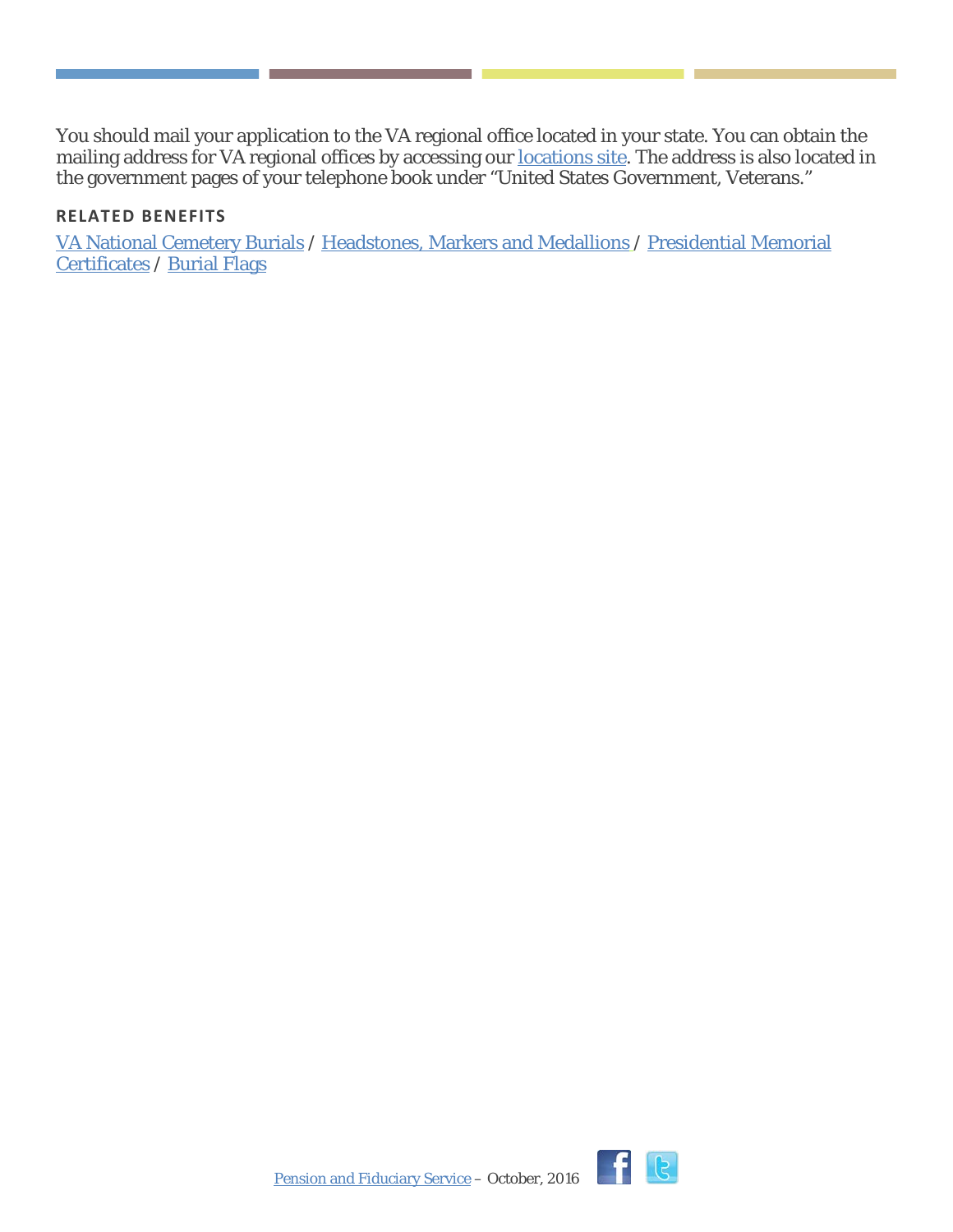You should mail your application to the VA regional office located in your state. You can obtain the mailing address for VA regional offices by accessing our locations site. The address is also located in the government pages of your telephone book under "United States Government, Veterans."

## RELATED BENEFITS

VA National Cemetery Burials / Headstones, Markers and Medallions / Presidential Memorial Certificates / Burial Flags